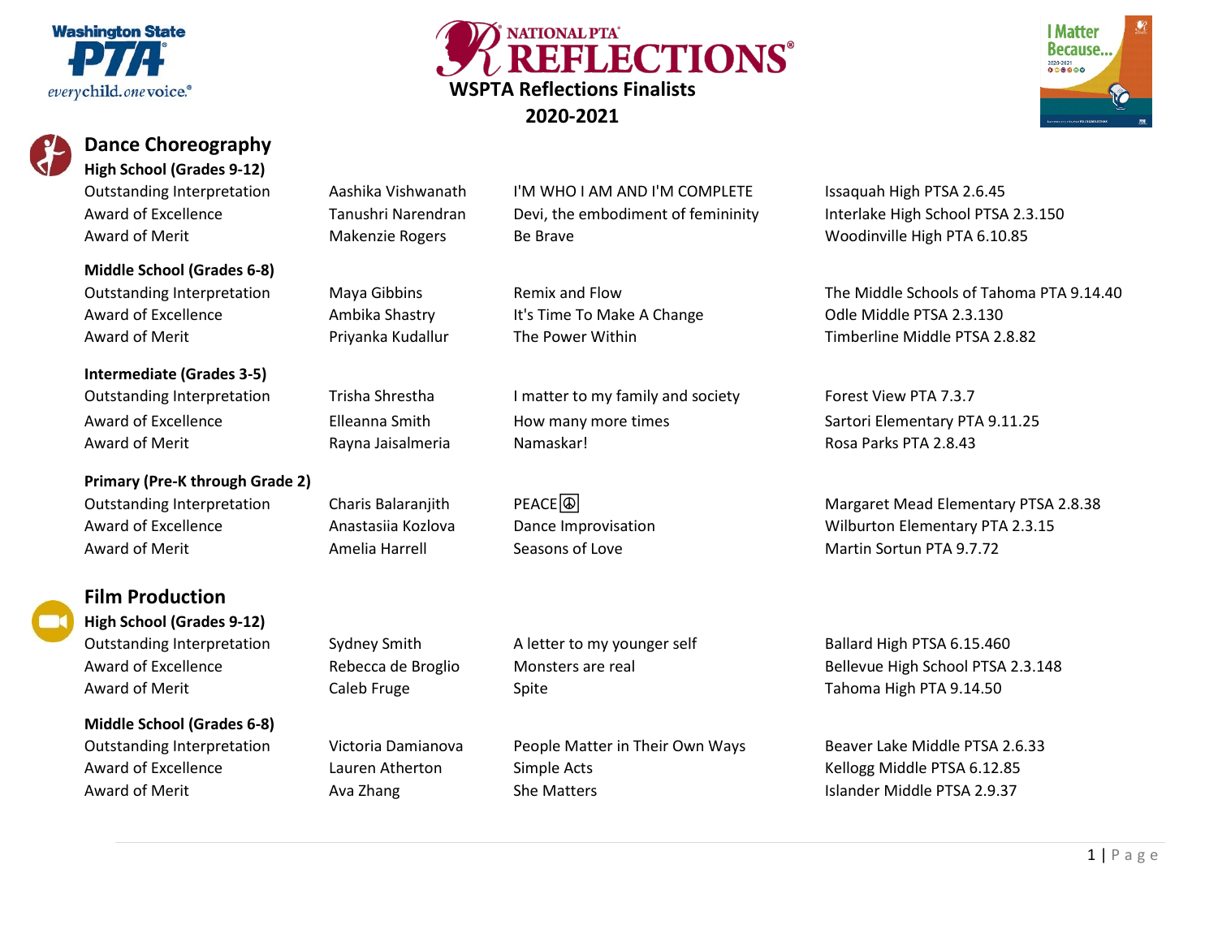# WSPTA Reflections Finalists 2020-2021

## Dance Choreography

### High School (Grades 9-12)

| Award | Name | Title | School |
|---|---|---|---|
| Outstanding Interpretation | Aashika Vishwanath | I'M WHO I AM AND I'M COMPLETE | Issaquah High PTSA 2.6.45 |
| Award of Excellence | Tanushri Narendran | Devi, the embodiment of femininity | Interlake High School PTSA 2.3.150 |
| Award of Merit | Makenzie Rogers | Be Brave | Woodinville High PTA 6.10.85 |

### Middle School (Grades 6-8)

| Award | Name | Title | School |
|---|---|---|---|
| Outstanding Interpretation | Maya Gibbins | Remix and Flow | The Middle Schools of Tahoma PTA 9.14.40 |
| Award of Excellence | Ambika Shastry | It's Time To Make A Change | Odle Middle PTSA 2.3.130 |
| Award of Merit | Priyanka Kudallur | The Power Within | Timberline Middle PTSA 2.8.82 |

### Intermediate (Grades 3-5)

| Award | Name | Title | School |
|---|---|---|---|
| Outstanding Interpretation | Trisha Shrestha | I matter to my family and society | Forest View PTA 7.3.7 |
| Award of Excellence | Elleanna Smith | How many more times | Sartori Elementary PTA 9.11.25 |
| Award of Merit | Rayna Jaisalmeria | Namaskar! | Rosa Parks PTA 2.8.43 |

### Primary (Pre-K through Grade 2)

| Award | Name | Title | School |
|---|---|---|---|
| Outstanding Interpretation | Charis Balaranjith | PEACE☮ | Margaret Mead Elementary PTSA 2.8.38 |
| Award of Excellence | Anastasiia Kozlova | Dance Improvisation | Wilburton Elementary PTA 2.3.15 |
| Award of Merit | Amelia Harrell | Seasons of Love | Martin Sortun PTA 9.7.72 |

## Film Production

### High School (Grades 9-12)

| Award | Name | Title | School |
|---|---|---|---|
| Outstanding Interpretation | Sydney Smith | A letter to my younger self | Ballard High PTSA 6.15.460 |
| Award of Excellence | Rebecca de Broglio | Monsters are real | Bellevue High School PTSA 2.3.148 |
| Award of Merit | Caleb Fruge | Spite | Tahoma High PTA 9.14.50 |

### Middle School (Grades 6-8)

| Award | Name | Title | School |
|---|---|---|---|
| Outstanding Interpretation | Victoria Damianova | People Matter in Their Own Ways | Beaver Lake Middle PTSA 2.6.33 |
| Award of Excellence | Lauren Atherton | Simple Acts | Kellogg Middle PTSA 6.12.85 |
| Award of Merit | Ava Zhang | She Matters | Islander Middle PTSA 2.9.37 |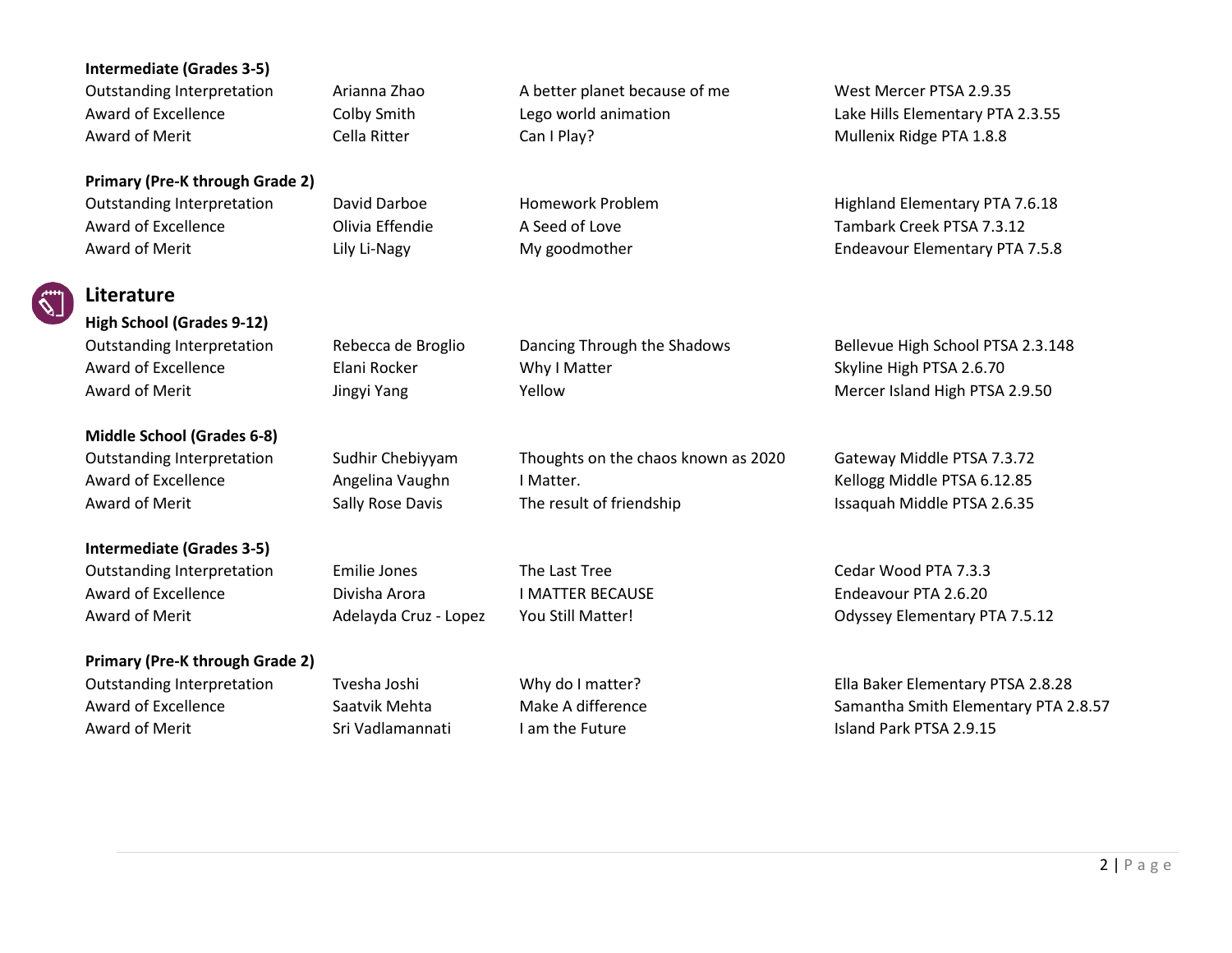**Intermediate (Grades 3-5)**

| | | | |
|---|---|---|---|
| Outstanding Interpretation | Arianna Zhao | A better planet because of me | West Mercer PTSA 2.9.35 |
| Award of Excellence | Colby Smith | Lego world animation | Lake Hills Elementary PTA 2.3.55 |
| Award of Merit | Cella Ritter | Can I Play? | Mullenix Ridge PTA 1.8.8 |

**Primary (Pre-K through Grade 2)**

| | | | |
|---|---|---|---|
| Outstanding Interpretation | David Darboe | Homework Problem | Highland Elementary PTA 7.6.18 |
| Award of Excellence | Olivia Effendie | A Seed of Love | Tambark Creek PTSA 7.3.12 |
| Award of Merit | Lily Li-Nagy | My goodmother | Endeavour Elementary PTA 7.5.8 |

## Literature

**High School (Grades 9-12)**

| | | | |
|---|---|---|---|
| Outstanding Interpretation | Rebecca de Broglio | Dancing Through the Shadows | Bellevue High School PTSA 2.3.148 |
| Award of Excellence | Elani Rocker | Why I Matter | Skyline High PTSA 2.6.70 |
| Award of Merit | Jingyi Yang | Yellow | Mercer Island High PTSA 2.9.50 |

**Middle School (Grades 6-8)**

| | | | |
|---|---|---|---|
| Outstanding Interpretation | Sudhir Chebiyyam | Thoughts on the chaos known as 2020 | Gateway Middle PTSA 7.3.72 |
| Award of Excellence | Angelina Vaughn | I Matter. | Kellogg Middle PTSA 6.12.85 |
| Award of Merit | Sally Rose Davis | The result of friendship | Issaquah Middle PTSA 2.6.35 |

**Intermediate (Grades 3-5)**

| | | | |
|---|---|---|---|
| Outstanding Interpretation | Emilie Jones | The Last Tree | Cedar Wood PTA 7.3.3 |
| Award of Excellence | Divisha Arora | I MATTER BECAUSE | Endeavour PTA 2.6.20 |
| Award of Merit | Adelayda Cruz - Lopez | You Still Matter! | Odyssey Elementary PTA 7.5.12 |

**Primary (Pre-K through Grade 2)**

| | | | |
|---|---|---|---|
| Outstanding Interpretation | Tvesha Joshi | Why do I matter? | Ella Baker Elementary PTSA 2.8.28 |
| Award of Excellence | Saatvik Mehta | Make A difference | Samantha Smith Elementary PTA 2.8.57 |
| Award of Merit | Sri Vadlamannati | I am the Future | Island Park PTSA 2.9.15 |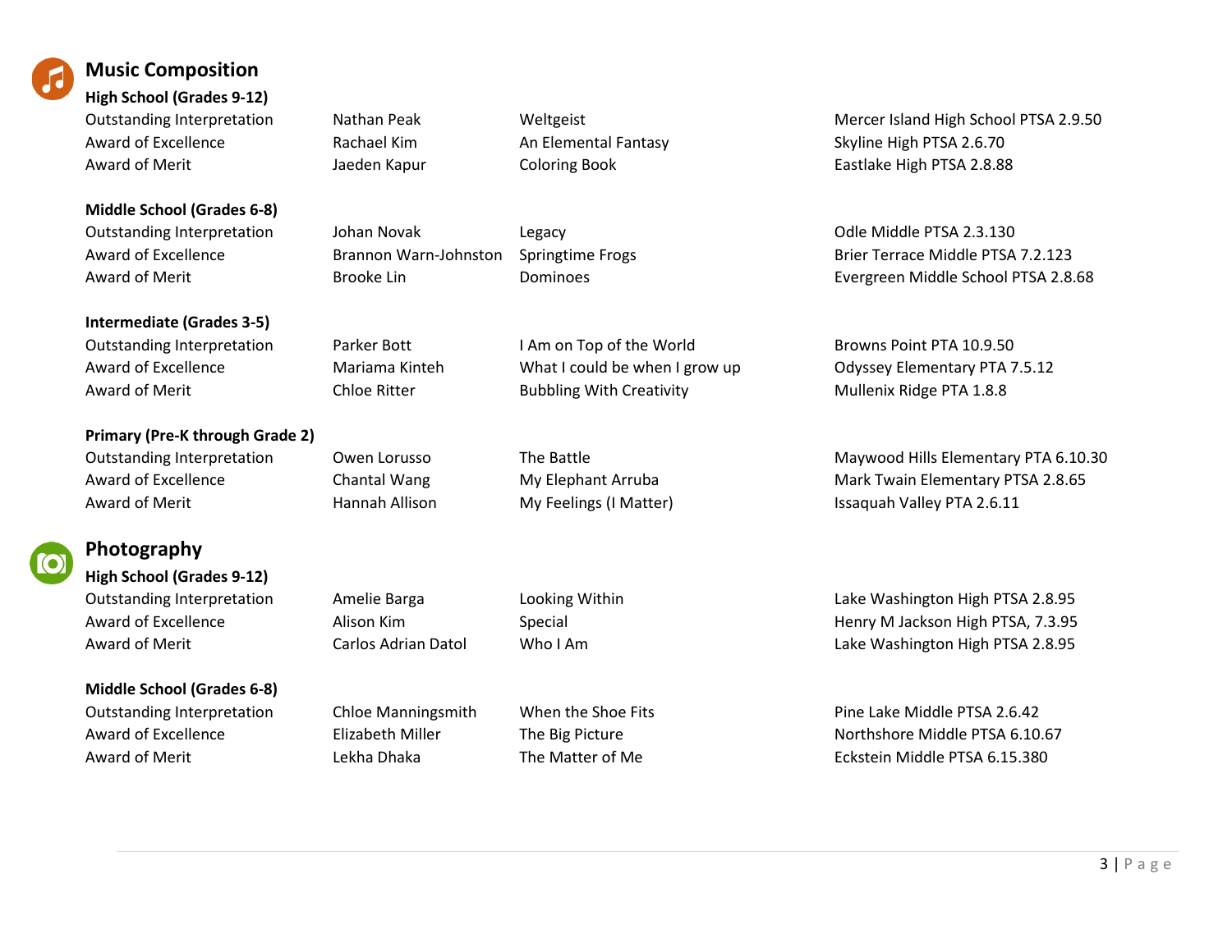## Music Composition

### High School (Grades 9-12)

| | | | |
|---|---|---|---|
| Outstanding Interpretation | Nathan Peak | Weltgeist | Mercer Island High School PTSA 2.9.50 |
| Award of Excellence | Rachael Kim | An Elemental Fantasy | Skyline High PTSA 2.6.70 |
| Award of Merit | Jaeden Kapur | Coloring Book | Eastlake High PTSA 2.8.88 |

### Middle School (Grades 6-8)

| | | | |
|---|---|---|---|
| Outstanding Interpretation | Johan Novak | Legacy | Odle Middle PTSA 2.3.130 |
| Award of Excellence | Brannon Warn-Johnston | Springtime Frogs | Brier Terrace Middle PTSA 7.2.123 |
| Award of Merit | Brooke Lin | Dominoes | Evergreen Middle School PTSA 2.8.68 |

### Intermediate (Grades 3-5)

| | | | |
|---|---|---|---|
| Outstanding Interpretation | Parker Bott | I Am on Top of the World | Browns Point PTA 10.9.50 |
| Award of Excellence | Mariama Kinteh | What I could be when I grow up | Odyssey Elementary PTA 7.5.12 |
| Award of Merit | Chloe Ritter | Bubbling With Creativity | Mullenix Ridge PTA 1.8.8 |

### Primary (Pre-K through Grade 2)

| | | | |
|---|---|---|---|
| Outstanding Interpretation | Owen Lorusso | The Battle | Maywood Hills Elementary PTA 6.10.30 |
| Award of Excellence | Chantal Wang | My Elephant Arruba | Mark Twain Elementary PTSA 2.8.65 |
| Award of Merit | Hannah Allison | My Feelings (I Matter) | Issaquah Valley PTA 2.6.11 |

## Photography

### High School (Grades 9-12)

| | | | |
|---|---|---|---|
| Outstanding Interpretation | Amelie Barga | Looking Within | Lake Washington High PTSA 2.8.95 |
| Award of Excellence | Alison Kim | Special | Henry M Jackson High PTSA, 7.3.95 |
| Award of Merit | Carlos Adrian Datol | Who I Am | Lake Washington High PTSA 2.8.95 |

### Middle School (Grades 6-8)

| | | | |
|---|---|---|---|
| Outstanding Interpretation | Chloe Manningsmith | When the Shoe Fits | Pine Lake Middle PTSA 2.6.42 |
| Award of Excellence | Elizabeth Miller | The Big Picture | Northshore Middle PTSA 6.10.67 |
| Award of Merit | Lekha Dhaka | The Matter of Me | Eckstein Middle PTSA 6.15.380 |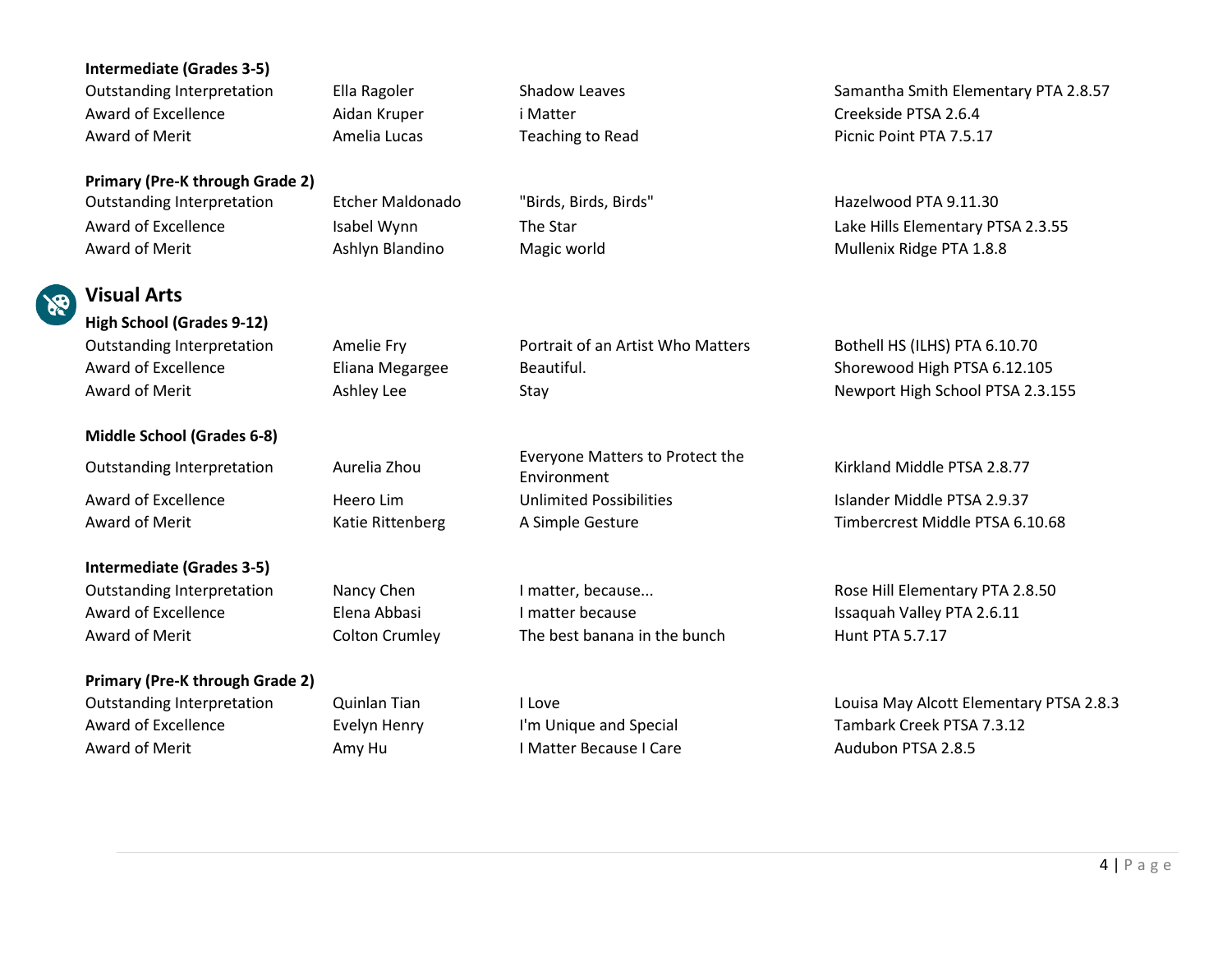**Intermediate (Grades 3-5)**

| | | | |
|---|---|---|---|
| Outstanding Interpretation | Ella Ragoler | Shadow Leaves | Samantha Smith Elementary PTA 2.8.57 |
| Award of Excellence | Aidan Kruper | i Matter | Creekside PTSA 2.6.4 |
| Award of Merit | Amelia Lucas | Teaching to Read | Picnic Point PTA 7.5.17 |

**Primary (Pre-K through Grade 2)**

| | | | |
|---|---|---|---|
| Outstanding Interpretation | Etcher Maldonado | "Birds, Birds, Birds" | Hazelwood PTA 9.11.30 |
| Award of Excellence | Isabel Wynn | The Star | Lake Hills Elementary PTSA 2.3.55 |
| Award of Merit | Ashlyn Blandino | Magic world | Mullenix Ridge PTA 1.8.8 |

## Visual Arts

**High School (Grades 9-12)**

| | | | |
|---|---|---|---|
| Outstanding Interpretation | Amelie Fry | Portrait of an Artist Who Matters | Bothell HS (ILHS) PTA 6.10.70 |
| Award of Excellence | Eliana Megargee | Beautiful. | Shorewood High PTSA 6.12.105 |
| Award of Merit | Ashley Lee | Stay | Newport High School PTSA 2.3.155 |

**Middle School (Grades 6-8)**

| | | | |
|---|---|---|---|
| Outstanding Interpretation | Aurelia Zhou | Everyone Matters to Protect the Environment | Kirkland Middle PTSA 2.8.77 |
| Award of Excellence | Heero Lim | Unlimited Possibilities | Islander Middle PTSA 2.9.37 |
| Award of Merit | Katie Rittenberg | A Simple Gesture | Timbercrest Middle PTSA 6.10.68 |

**Intermediate (Grades 3-5)**

| | | | |
|---|---|---|---|
| Outstanding Interpretation | Nancy Chen | I matter, because... | Rose Hill Elementary PTA 2.8.50 |
| Award of Excellence | Elena Abbasi | I matter because | Issaquah Valley PTA 2.6.11 |
| Award of Merit | Colton Crumley | The best banana in the bunch | Hunt PTA 5.7.17 |

**Primary (Pre-K through Grade 2)**

| | | | |
|---|---|---|---|
| Outstanding Interpretation | Quinlan Tian | I Love | Louisa May Alcott Elementary PTSA 2.8.3 |
| Award of Excellence | Evelyn Henry | I'm Unique and Special | Tambark Creek PTSA 7.3.12 |
| Award of Merit | Amy Hu | I Matter Because I Care | Audubon PTSA 2.8.5 |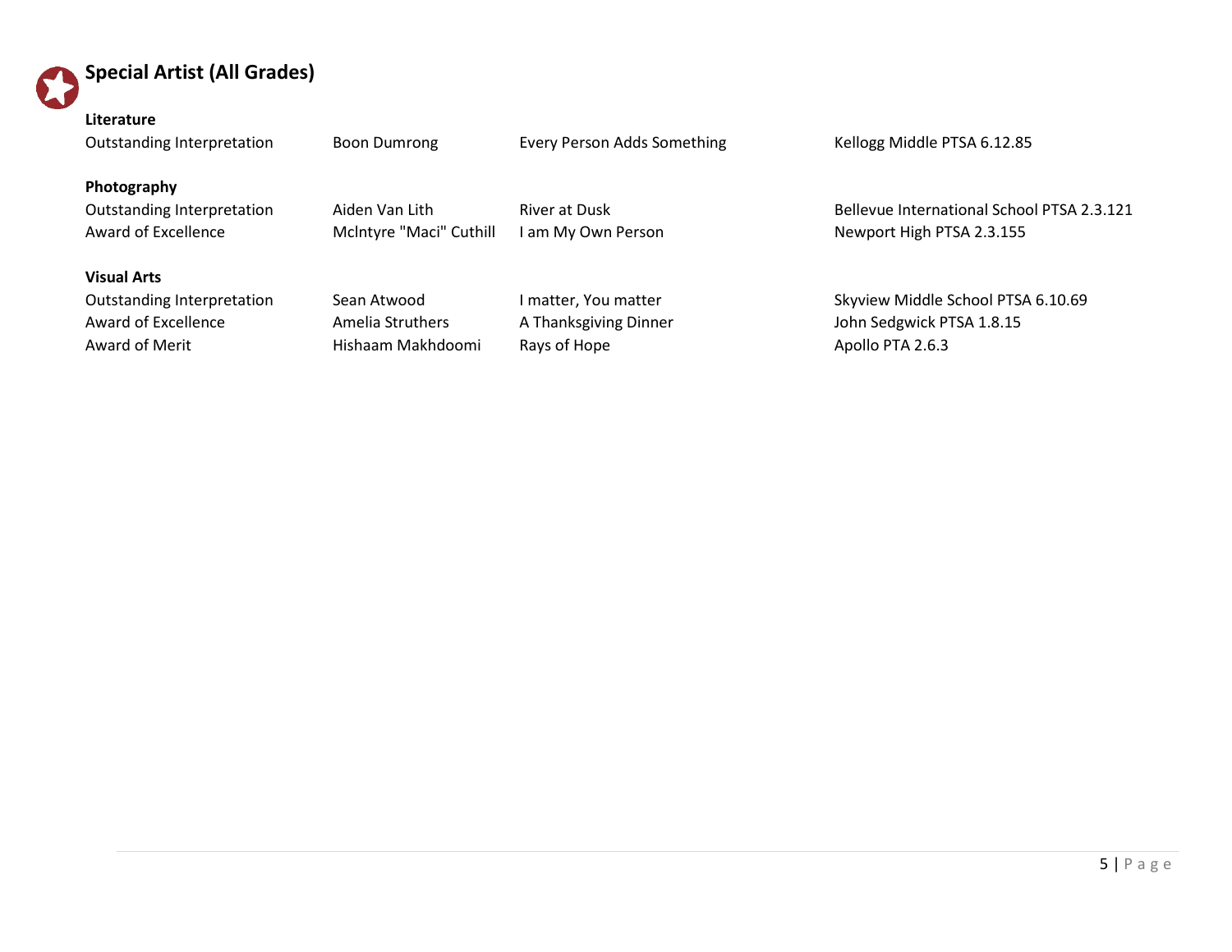## Special Artist (All Grades)

**Literature**

| | | | |
|---|---|---|---|
| Outstanding Interpretation | Boon Dumrong | Every Person Adds Something | Kellogg Middle PTSA 6.12.85 |

**Photography**

| | | | |
|---|---|---|---|
| Outstanding Interpretation | Aiden Van Lith | River at Dusk | Bellevue International School PTSA 2.3.121 |
| Award of Excellence | McIntyre "Maci" Cuthill | I am My Own Person | Newport High PTSA 2.3.155 |

**Visual Arts**

| | | | |
|---|---|---|---|
| Outstanding Interpretation | Sean Atwood | I matter, You matter | Skyview Middle School PTSA 6.10.69 |
| Award of Excellence | Amelia Struthers | A Thanksgiving Dinner | John Sedgwick PTSA 1.8.15 |
| Award of Merit | Hishaam Makhdoomi | Rays of Hope | Apollo PTA 2.6.3 |